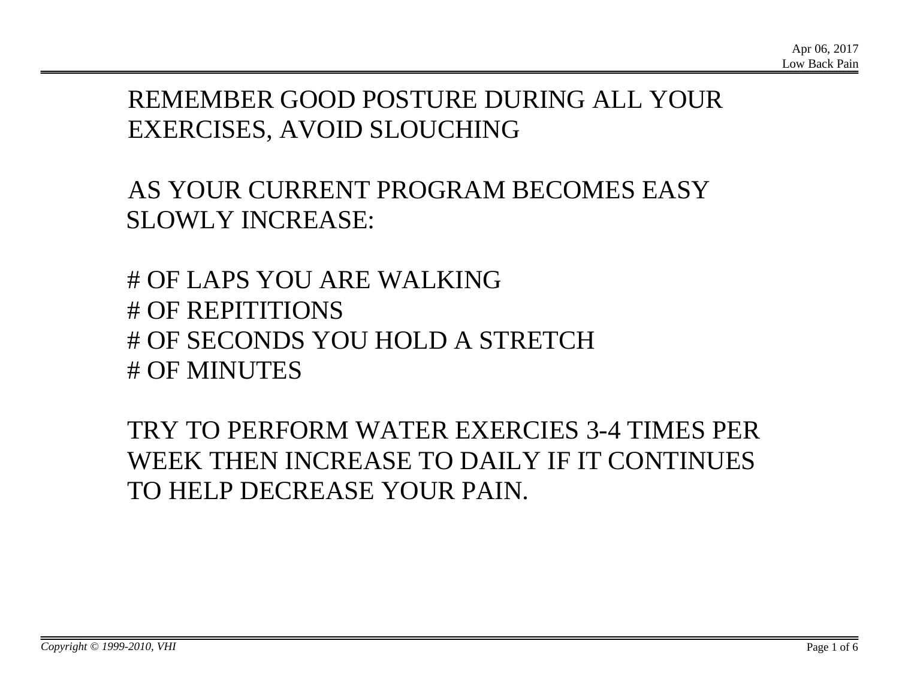REMEMBER GOOD POSTURE DURING ALL YOUR EXERCISES, AVOID SLOUCHING

AS YOUR CURRENT PROGRAM BECOMES EASY SLOWLY INCREASE:

# OF LAPS YOU ARE WALKING
# OF REPITITIONS
# OF SECONDS YOU HOLD A STRETCH
# OF MINUTES

TRY TO PERFORM WATER EXERCIES 3-4 TIMES PER WEEK THEN INCREASE TO DAILY IF IT CONTINUES TO HELP DECREASE YOUR PAIN.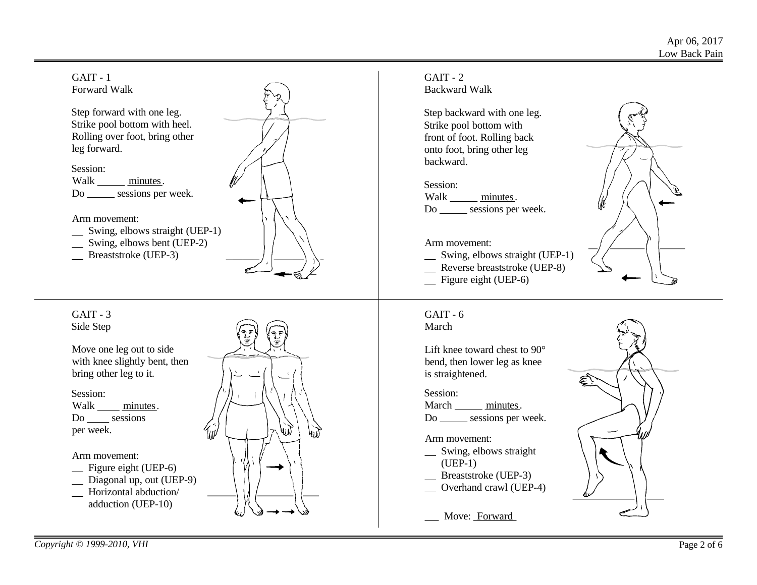## GAIT - 1
### Forward Walk

Step forward with one leg. Strike pool bottom with heel. Rolling over foot, bring other leg forward.

Session:
Walk _____ minutes.
Do _____ sessions per week.

Arm movement:
- __ Swing, elbows straight (UEP-1)
- __ Swing, elbows bent (UEP-2)
- __ Breaststroke (UEP-3)

## GAIT - 2
### Backward Walk

Step backward with one leg. Strike pool bottom with front of foot. Rolling back onto foot, bring other leg backward.

Session:
Walk _____ minutes.
Do _____ sessions per week.

Arm movement:
- __ Swing, elbows straight (UEP-1)
- __ Reverse breaststroke (UEP-8)
- __ Figure eight (UEP-6)

## GAIT - 3
### Side Step

Move one leg out to side with knee slightly bent, then bring other leg to it.

Session:
Walk ____ minutes.
Do ____ sessions per week.

Arm movement:
- __ Figure eight (UEP-6)
- __ Diagonal up, out (UEP-9)
- __ Horizontal abduction/ adduction (UEP-10)

## GAIT - 6
### March

Lift knee toward chest to 90° bend, then lower leg as knee is straightened.

Session:
March _____ minutes.
Do _____ sessions per week.

Arm movement:
- __ Swing, elbows straight (UEP-1)
- __ Breaststroke (UEP-3)
- __ Overhand crawl (UEP-4)

___ Move: Forward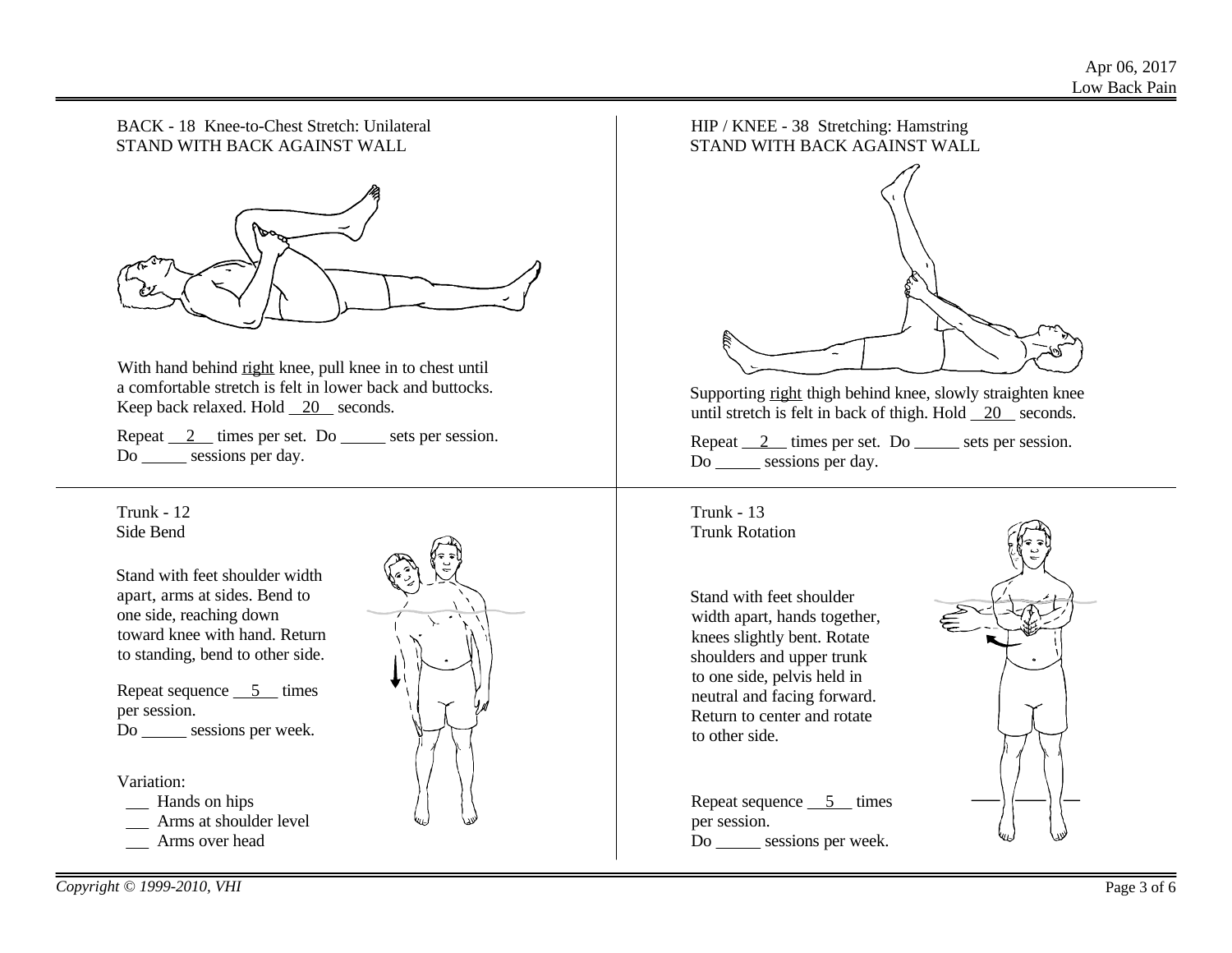## BACK - 18 Knee-to-Chest Stretch: Unilateral

STAND WITH BACK AGAINST WALL

With hand behind right knee, pull knee in to chest until a comfortable stretch is felt in lower back and buttocks. Keep back relaxed. Hold __20__ seconds.

Repeat __2__ times per set. Do _____ sets per session. Do _____ sessions per day.

## HIP / KNEE - 38 Stretching: Hamstring

STAND WITH BACK AGAINST WALL

Supporting right thigh behind knee, slowly straighten knee until stretch is felt in back of thigh. Hold __20__ seconds.

Repeat __2__ times per set. Do _____ sets per session. Do _____ sessions per day.

## Trunk - 12

Side Bend

Stand with feet shoulder width apart, arms at sides. Bend to one side, reaching down toward knee with hand. Return to standing, bend to other side.

Repeat sequence __5__ times per session.
Do _____ sessions per week.

Variation:
- ___ Hands on hips
- ___ Arms at shoulder level
- ___ Arms over head

## Trunk - 13

Trunk Rotation

Stand with feet shoulder width apart, hands together, knees slightly bent. Rotate shoulders and upper trunk to one side, pelvis held in neutral and facing forward. Return to center and rotate to other side.

Repeat sequence __5__ times per session.
Do _____ sessions per week.

*Copyright © 1999-2010, VHI*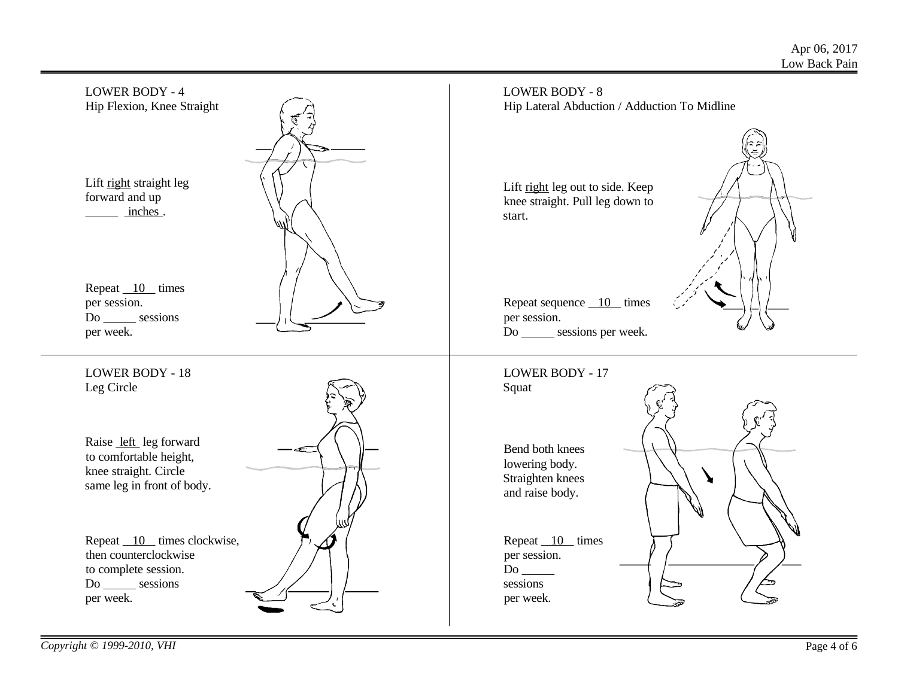## LOWER BODY - 4
Hip Flexion, Knee Straight

Lift right straight leg forward and up _____ inches .

Repeat __10__ times per session.
Do _____ sessions per week.

## LOWER BODY - 8
Hip Lateral Abduction / Adduction To Midline

Lift right leg out to side. Keep knee straight. Pull leg down to start.

Repeat sequence __10__ times per session.
Do _____ sessions per week.

## LOWER BODY - 18
Leg Circle

Raise left leg forward to comfortable height, knee straight. Circle same leg in front of body.

Repeat __10__ times clockwise, then counterclockwise to complete session.
Do _____ sessions per week.

## LOWER BODY - 17
Squat

Bend both knees lowering body. Straighten knees and raise body.

Repeat __10__ times per session.
Do _____ sessions per week.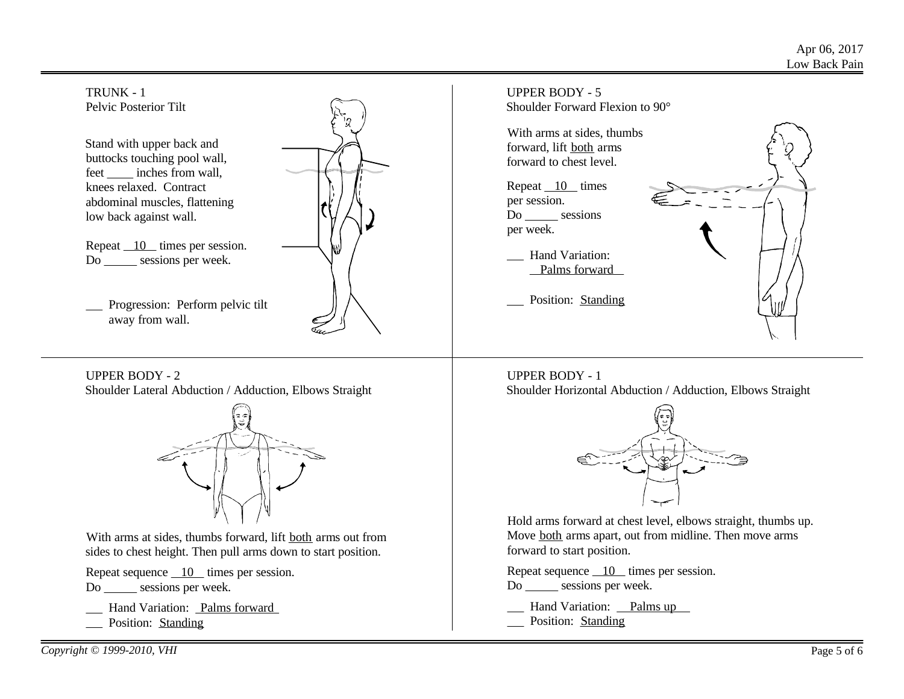## TRUNK - 1
### Pelvic Posterior Tilt

Stand with upper back and buttocks touching pool wall, feet ____ inches from wall, knees relaxed. Contract abdominal muscles, flattening low back against wall.

Repeat 10 times per session.
Do _____ sessions per week.

___ Progression: Perform pelvic tilt away from wall.

## UPPER BODY - 5
### Shoulder Forward Flexion to 90°

With arms at sides, thumbs forward, lift both arms forward to chest level.

Repeat 10 times per session.
Do _____ sessions per week.

___ Hand Variation: Palms forward

___ Position: Standing

## UPPER BODY - 2
### Shoulder Lateral Abduction / Adduction, Elbows Straight

With arms at sides, thumbs forward, lift both arms out from sides to chest height. Then pull arms down to start position.

Repeat sequence 10 times per session.
Do _____ sessions per week.

___ Hand Variation: Palms forward
___ Position: Standing

## UPPER BODY - 1
### Shoulder Horizontal Abduction / Adduction, Elbows Straight

Hold arms forward at chest level, elbows straight, thumbs up. Move both arms apart, out from midline. Then move arms forward to start position.

Repeat sequence 10 times per session.
Do _____ sessions per week.

___ Hand Variation: Palms up
___ Position: Standing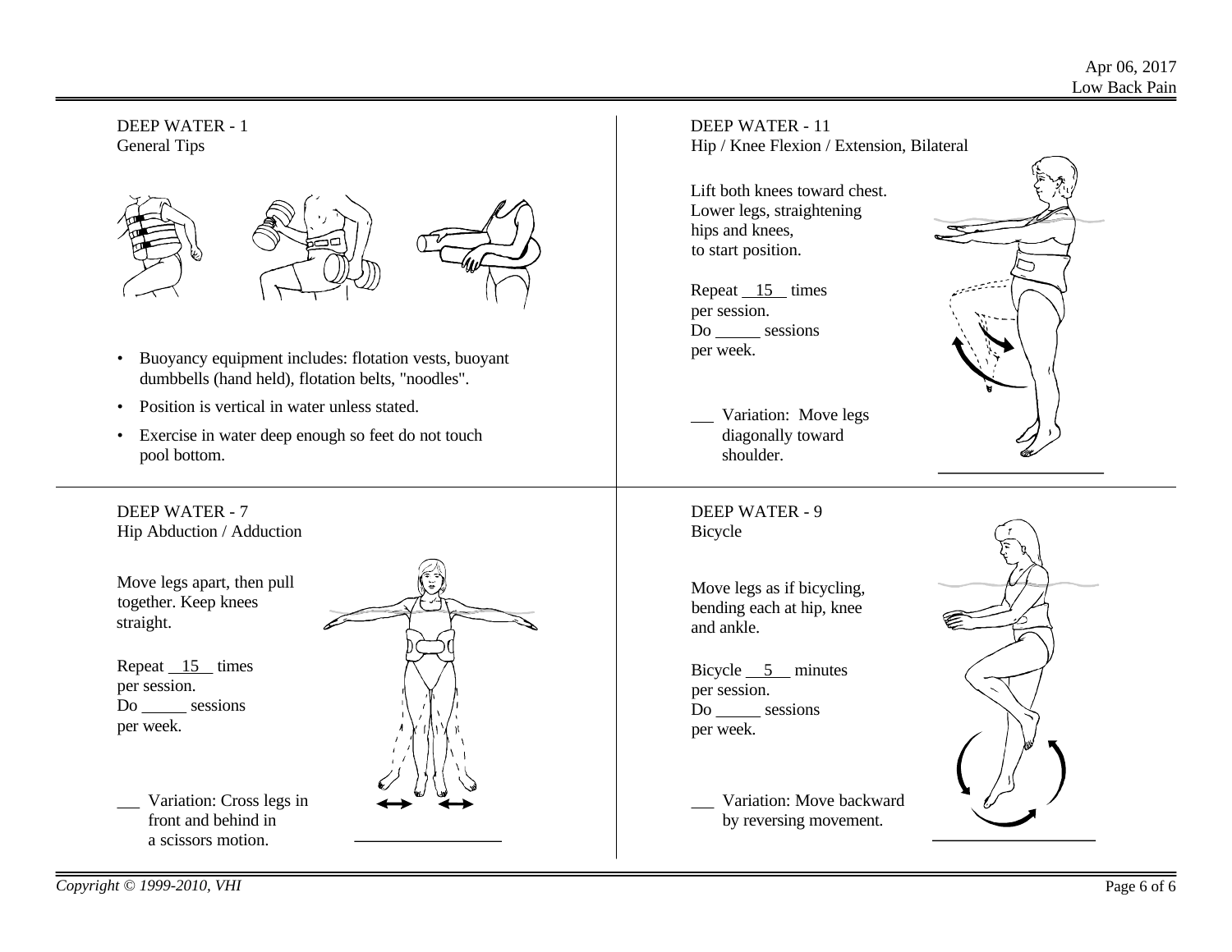## DEEP WATER - 1
General Tips

- Buoyancy equipment includes: flotation vests, buoyant dumbbells (hand held), flotation belts, "noodles".
- Position is vertical in water unless stated.
- Exercise in water deep enough so feet do not touch pool bottom.

## DEEP WATER - 11
Hip / Knee Flexion / Extension, Bilateral

Lift both knees toward chest. Lower legs, straightening hips and knees, to start position.

Repeat __15__ times per session.
Do _____ sessions per week.

___ Variation: Move legs diagonally toward shoulder.

## DEEP WATER - 7
Hip Abduction / Adduction

Move legs apart, then pull together. Keep knees straight.

Repeat __15__ times per session.
Do _____ sessions per week.

___ Variation: Cross legs in front and behind in a scissors motion.

## DEEP WATER - 9
Bicycle

Move legs as if bicycling, bending each at hip, knee and ankle.

Bicycle __5__ minutes per session.
Do _____ sessions per week.

___ Variation: Move backward by reversing movement.